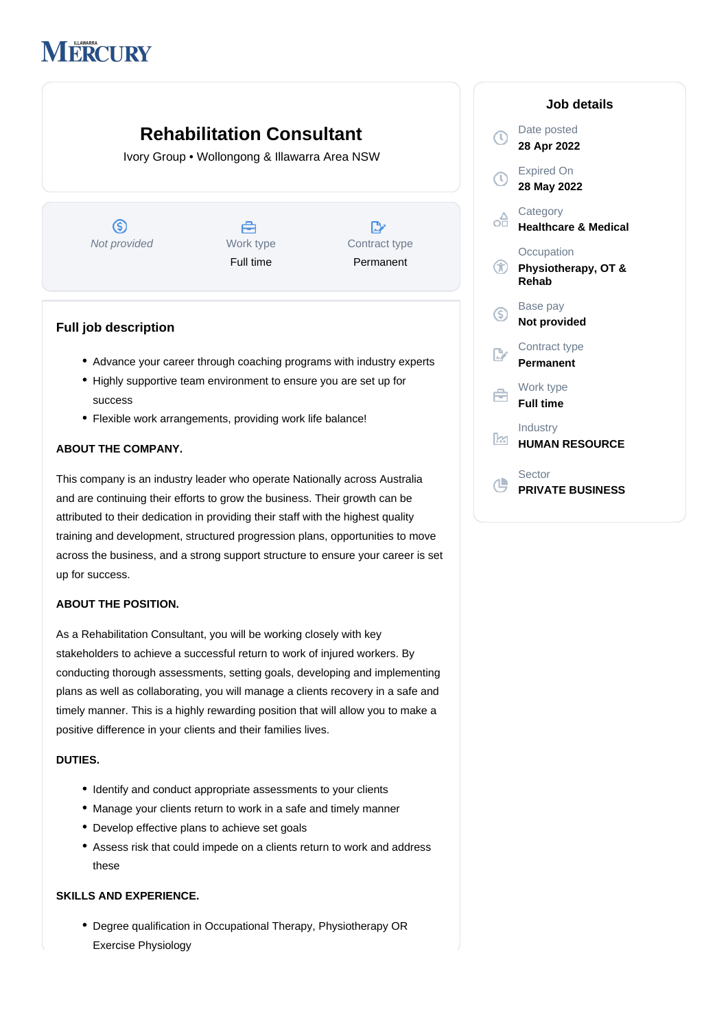ILLAWARRA MERCURY

# Rehabilitation Consultant

Ivory Group • Wollongong & Illawarra Area NSW

*Not provided*

Work type
Full time

Contract type
Permanent

## Job details

Date posted
**28 Apr 2022**

Expired On
**28 May 2022**

Category
**Healthcare & Medical**

Occupation
**Physiotherapy, OT & Rehab**

Base pay
**Not provided**

Contract type
**Permanent**

Work type
**Full time**

Industry
**HUMAN RESOURCE**

Sector
**PRIVATE BUSINESS**

## Full job description

- Advance your career through coaching programs with industry experts
- Highly supportive team environment to ensure you are set up for success
- Flexible work arrangements, providing work life balance!

**ABOUT THE COMPANY.**

This company is an industry leader who operate Nationally across Australia and are continuing their efforts to grow the business. Their growth can be attributed to their dedication in providing their staff with the highest quality training and development, structured progression plans, opportunities to move across the business, and a strong support structure to ensure your career is set up for success.

**ABOUT THE POSITION.**

As a Rehabilitation Consultant, you will be working closely with key stakeholders to achieve a successful return to work of injured workers. By conducting thorough assessments, setting goals, developing and implementing plans as well as collaborating, you will manage a clients recovery in a safe and timely manner. This is a highly rewarding position that will allow you to make a positive difference in your clients and their families lives.

**DUTIES.**

- Identify and conduct appropriate assessments to your clients
- Manage your clients return to work in a safe and timely manner
- Develop effective plans to achieve set goals
- Assess risk that could impede on a clients return to work and address these

**SKILLS AND EXPERIENCE.**

- Degree qualification in Occupational Therapy, Physiotherapy OR Exercise Physiology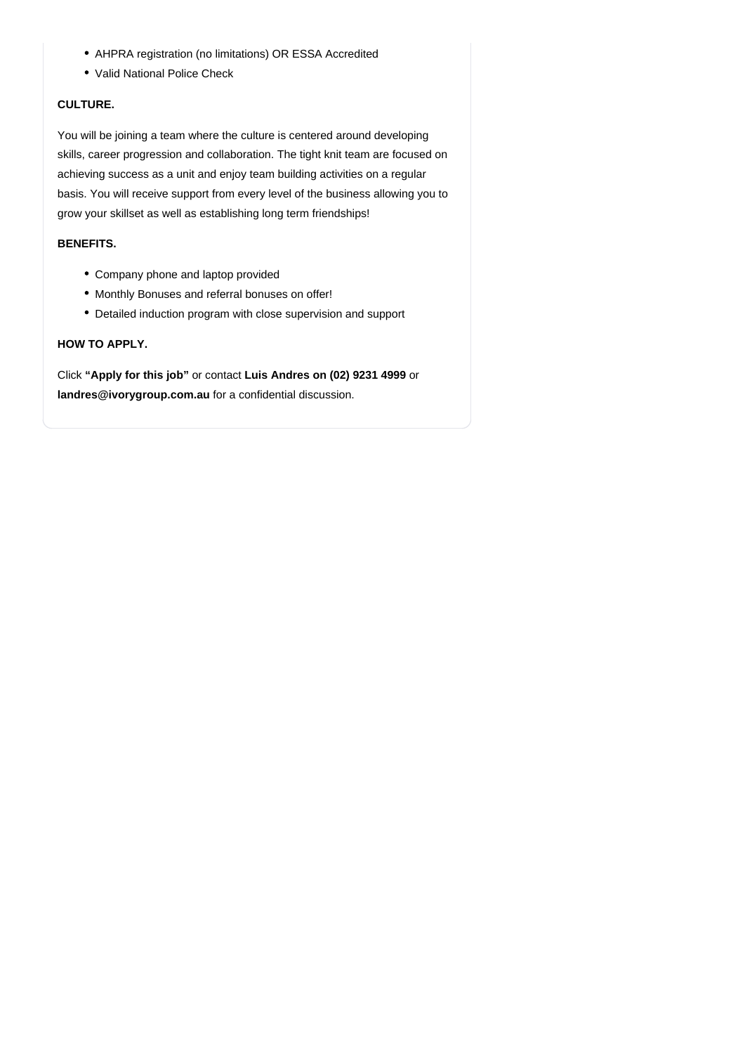- AHPRA registration (no limitations) OR ESSA Accredited
- Valid National Police Check

**CULTURE.**

You will be joining a team where the culture is centered around developing skills, career progression and collaboration. The tight knit team are focused on achieving success as a unit and enjoy team building activities on a regular basis. You will receive support from every level of the business allowing you to grow your skillset as well as establishing long term friendships!

**BENEFITS.**

- Company phone and laptop provided
- Monthly Bonuses and referral bonuses on offer!
- Detailed induction program with close supervision and support

**HOW TO APPLY.**

Click **"Apply for this job"** or contact **Luis Andres on (02) 9231 4999** or **landres@ivorygroup.com.au** for a confidential discussion.